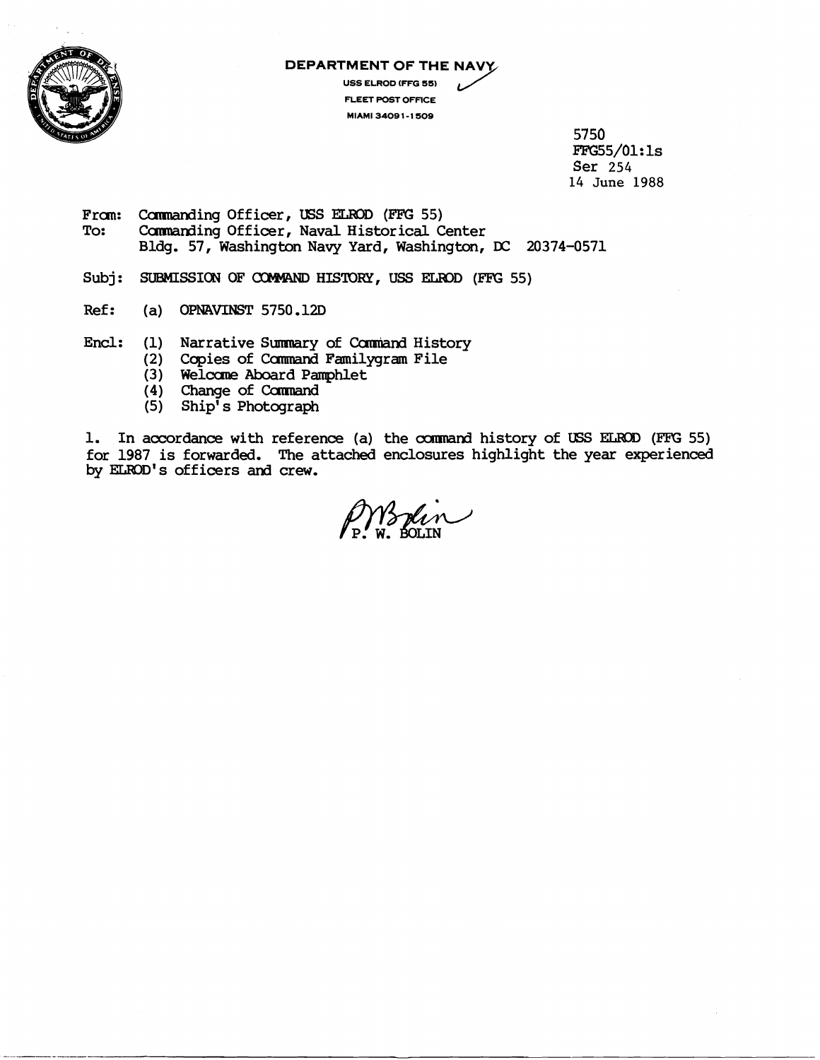**DEPARTMENT OF THE NAVY**

USS ELROD (FFG 55)
FLEET POST OFFICE
MIAMI 34091-1509

5750
FFG55/01:ls
Ser 254
14 June 1988

From: Commanding Officer, USS ELROD (FFG 55)
To: Commanding Officer, Naval Historical Center
Bldg. 57, Washington Navy Yard, Washington, DC 20374-0571

Subj: SUBMISSION OF COMMAND HISTORY, USS ELROD (FFG 55)

Ref: (a) OPNAVINST 5750.12D

Encl: (1) Narrative Summary of Command History
(2) Copies of Command Familygram File
(3) Welcome Aboard Pamphlet
(4) Change of Command
(5) Ship's Photograph

1. In accordance with reference (a) the command history of USS ELROD (FFG 55) for 1987 is forwarded. The attached enclosures highlight the year experienced by ELROD's officers and crew.

P. W. BOLIN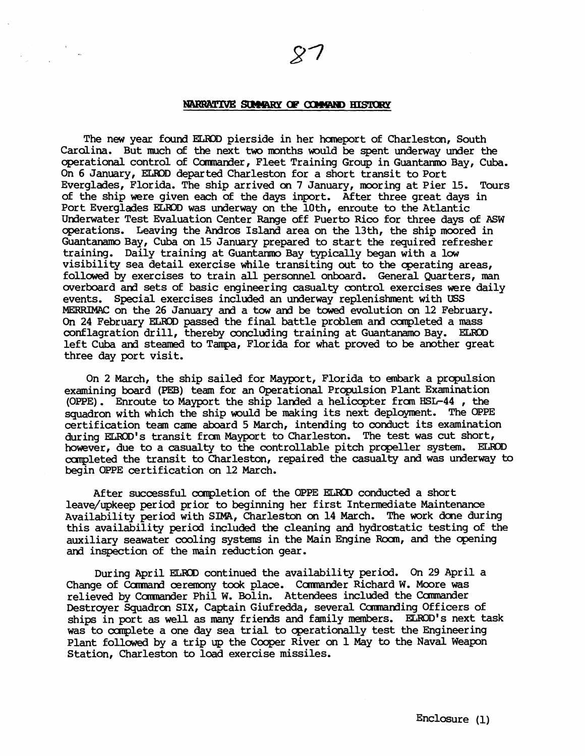## NARRATIVE SUMMARY OF COMMAND HISTORY

The new year found ELROD pierside in her homeport of Charleston, South Carolina. But much of the next two months would be spent underway under the operational control of Commander, Fleet Training Group in Guantanmo Bay, Cuba. On 6 January, ELROD departed Charleston for a short transit to Port Everglades, Florida. The ship arrived on 7 January, mooring at Pier 15. Tours of the ship were given each of the days inport. After three great days in Port Everglades ELROD was underway on the 10th, enroute to the Atlantic Underwater Test Evaluation Center Range off Puerto Rico for three days of ASW operations. Leaving the Andros Island area on the 13th, the ship moored in Guantanamo Bay, Cuba on 15 January prepared to start the required refresher training. Daily training at Guantanmo Bay typically began with a low visibility sea detail exercise while transiting out to the operating areas, followed by exercises to train all personnel onboard. General Quarters, man overboard and sets of basic engineering casualty control exercises were daily events. Special exercises included an underway replenishment with USS MERRIMAC on the 26 January and a tow and be towed evolution on 12 February. On 24 February ELROD passed the final battle problem and completed a mass conflagration drill, thereby concluding training at Guantanamo Bay. ELROD left Cuba and steamed to Tampa, Florida for what proved to be another great three day port visit.

On 2 March, the ship sailed for Mayport, Florida to embark a propulsion examining board (PEB) team for an Operational Propulsion Plant Examination (OPPE). Enroute to Mayport the ship landed a helicopter from HSL-44 , the squadron with which the ship would be making its next deployment. The OPPE certification team came aboard 5 March, intending to conduct its examination during ELROD's transit from Mayport to Charleston. The test was cut short, however, due to a casualty to the controllable pitch propeller system. ELROD completed the transit to Charleston, repaired the casualty and was underway to begin OPPE certification on 12 March.

After successful completion of the OPPE ELROD conducted a short leave/upkeep period prior to beginning her first Intermediate Maintenance Availability period with SIMA, Charleston on 14 March. The work done during this availability period included the cleaning and hydrostatic testing of the auxiliary seawater cooling systems in the Main Engine Room, and the opening and inspection of the main reduction gear.

During April ELROD continued the availability period. On 29 April a Change of Command ceremony took place. Commander Richard W. Moore was relieved by Commander Phil W. Bolin. Attendees included the Commander Destroyer Squadron SIX, Captain Giufredda, several Commanding Officers of ships in port as well as many friends and family members. ELROD's next task was to complete a one day sea trial to operationally test the Engineering Plant followed by a trip up the Cooper River on 1 May to the Naval Weapon Station, Charleston to load exercise missiles.

Enclosure (1)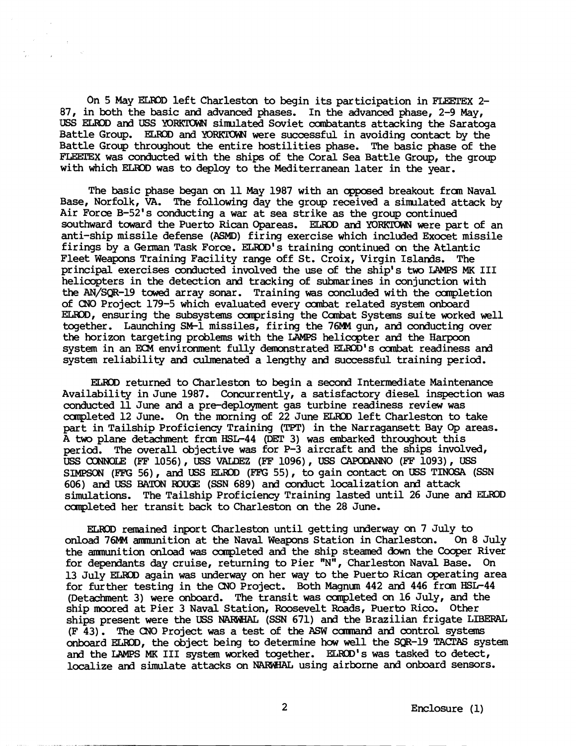On 5 May ELROD left Charleston to begin its participation in FLEETEX 2-87, in both the basic and advanced phases. In the advanced phase, 2-9 May, USS ELROD and USS YORKTOWN simulated Soviet combatants attacking the Saratoga Battle Group. ELROD and YORKTOWN were successful in avoiding contact by the Battle Group throughout the entire hostilities phase. The basic phase of the FLEETEX was conducted with the ships of the Coral Sea Battle Group, the group with which ELROD was to deploy to the Mediterranean later in the year.

The basic phase began on 11 May 1987 with an opposed breakout from Naval Base, Norfolk, VA. The following day the group received a simulated attack by Air Force B-52's conducting a war at sea strike as the group continued southward toward the Puerto Rican Opareas. ELROD and YORKTOWN were part of an anti-ship missile defense (ASMD) firing exercise which included Exocet missile firings by a German Task Force. ELROD's training continued on the Atlantic Fleet Weapons Training Facility range off St. Croix, Virgin Islands. The principal exercises conducted involved the use of the ship's two LAMPS MK III helicopters in the detection and tracking of submarines in conjunction with the AN/SQR-19 towed array sonar. Training was concluded with the completion of CNO Project 179-5 which evaluated every combat related system onboard ELROD, ensuring the subsystems comprising the Combat Systems suite worked well together. Launching SM-1 missiles, firing the 76MM gun, and conducting over the horizon targeting problems with the LAMPS helicopter and the Harpoon system in an ECM environment fully demonstrated ELROD's combat readiness and system reliability and culmenated a lengthy and successful training period.

ELROD returned to Charleston to begin a second Intermediate Maintenance Availability in June 1987. Concurrently, a satisfactory diesel inspection was conducted 11 June and a pre-deployment gas turbine readiness review was completed 12 June. On the morning of 22 June ELROD left Charleston to take part in Tailship Proficiency Training (TPT) in the Narragansett Bay Op areas. A two plane detachment from HSL-44 (DET 3) was embarked throughout this period. The overall objective was for P-3 aircraft and the ships involved, USS CONNOLE (FF 1056), USS VALDEZ (FF 1096), USS CAPODANNO (FF 1093), USS SIMPSON (FFG 56), and USS ELROD (FFG 55), to gain contact on USS TINOSA (SSN 606) and USS BATON ROUGE (SSN 689) and conduct localization and attack simulations. The Tailship Proficiency Training lasted until 26 June and ELROD completed her transit back to Charleston on the 28 June.

ELROD remained inport Charleston until getting underway on 7 July to onload 76MM ammunition at the Naval Weapons Station in Charleston. On 8 July the ammunition onload was completed and the ship steamed down the Cooper River for dependants day cruise, returning to Pier "N", Charleston Naval Base. On 13 July ELROD again was underway on her way to the Puerto Rican operating area for further testing in the CNO Project. Both Magnum 442 and 446 from HSL-44 (Detachment 3) were onboard. The transit was completed on 16 July, and the ship moored at Pier 3 Naval Station, Roosevelt Roads, Puerto Rico. Other ships present were the USS NARWHAL (SSN 671) and the Brazilian frigate LIBERAL (F 43). The CNO Project was a test of the ASW command and control systems onboard ELROD, the object being to determine how well the SQR-19 TACTAS system and the LAMPS MK III system worked together. ELROD's was tasked to detect, localize and simulate attacks on NARWHAL using airborne and onboard sensors.

Enclosure (1)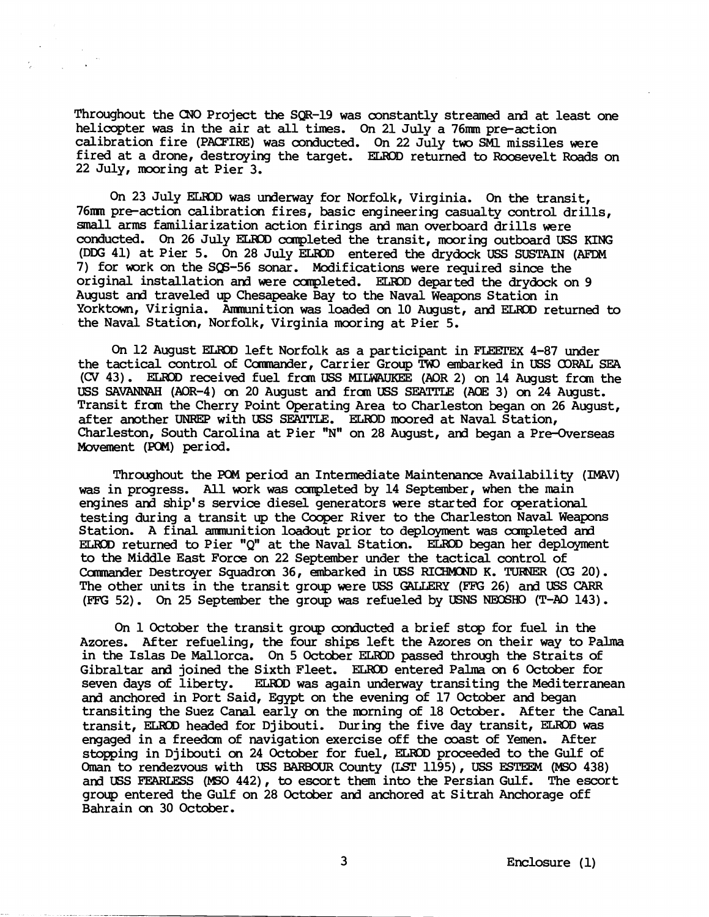Throughout the CNO Project the SQR-19 was constantly streamed and at least one helicopter was in the air at all times. On 21 July a 76mm pre-action calibration fire (PACFIRE) was conducted. On 22 July two SM1 missiles were fired at a drone, destroying the target. ELROD returned to Roosevelt Roads on 22 July, mooring at Pier 3.

On 23 July ELROD was underway for Norfolk, Virginia. On the transit, 76mm pre-action calibration fires, basic engineering casualty control drills, small arms familiarization action firings and man overboard drills were conducted. On 26 July ELROD completed the transit, mooring outboard USS KING (DDG 41) at Pier 5. On 28 July ELROD entered the drydock USS SUSTAIN (AFDM 7) for work on the SQS-56 sonar. Modifications were required since the original installation and were completed. ELROD departed the drydock on 9 August and traveled up Chesapeake Bay to the Naval Weapons Station in Yorktown, Virignia. Ammunition was loaded on 10 August, and ELROD returned to the Naval Station, Norfolk, Virginia mooring at Pier 5.

On 12 August ELROD left Norfolk as a participant in FLEETEX 4-87 under the tactical control of Commander, Carrier Group TWO embarked in USS CORAL SEA (CV 43). ELROD received fuel from USS MILWAUKEE (AOR 2) on 14 August from the USS SAVANNAH (AOR-4) on 20 August and from USS SEATTLE (AOE 3) on 24 August. Transit from the Cherry Point Operating Area to Charleston began on 26 August, after another UNREP with USS SEATTLE. ELROD moored at Naval Station, Charleston, South Carolina at Pier "N" on 28 August, and began a Pre-Overseas Movement (POM) period.

Throughout the POM period an Intermediate Maintenance Availability (IMAV) was in progress. All work was completed by 14 September, when the main engines and ship's service diesel generators were started for operational testing during a transit up the Cooper River to the Charleston Naval Weapons Station. A final ammunition loadout prior to deployment was completed and ELROD returned to Pier "Q" at the Naval Station. ELROD began her deployment to the Middle East Force on 22 September under the tactical control of Commander Destroyer Squadron 36, embarked in USS RICHMOND K. TURNER (CG 20). The other units in the transit group were USS GALLERY (FFG 26) and USS CARR (FFG 52). On 25 September the group was refueled by USNS NEOSHO (T-AO 143).

On 1 October the transit group conducted a brief stop for fuel in the Azores. After refueling, the four ships left the Azores on their way to Palma in the Islas De Mallorca. On 5 October ELROD passed through the Straits of Gibraltar and joined the Sixth Fleet. ELROD entered Palma on 6 October for seven days of liberty. ELROD was again underway transiting the Mediterranean and anchored in Port Said, Egypt on the evening of 17 October and began transiting the Suez Canal early on the morning of 18 October. After the Canal transit, ELROD headed for Djibouti. During the five day transit, ELROD was engaged in a freedom of navigation exercise off the coast of Yemen. After stopping in Djibouti on 24 October for fuel, ELROD proceeded to the Gulf of Oman to rendezvous with USS BARBOUR County (LST 1195), USS ESTEEM (MSO 438) and USS FEARLESS (MSO 442), to escort them into the Persian Gulf. The escort group entered the Gulf on 28 October and anchored at Sitrah Anchorage off Bahrain on 30 October.

Enclosure (1)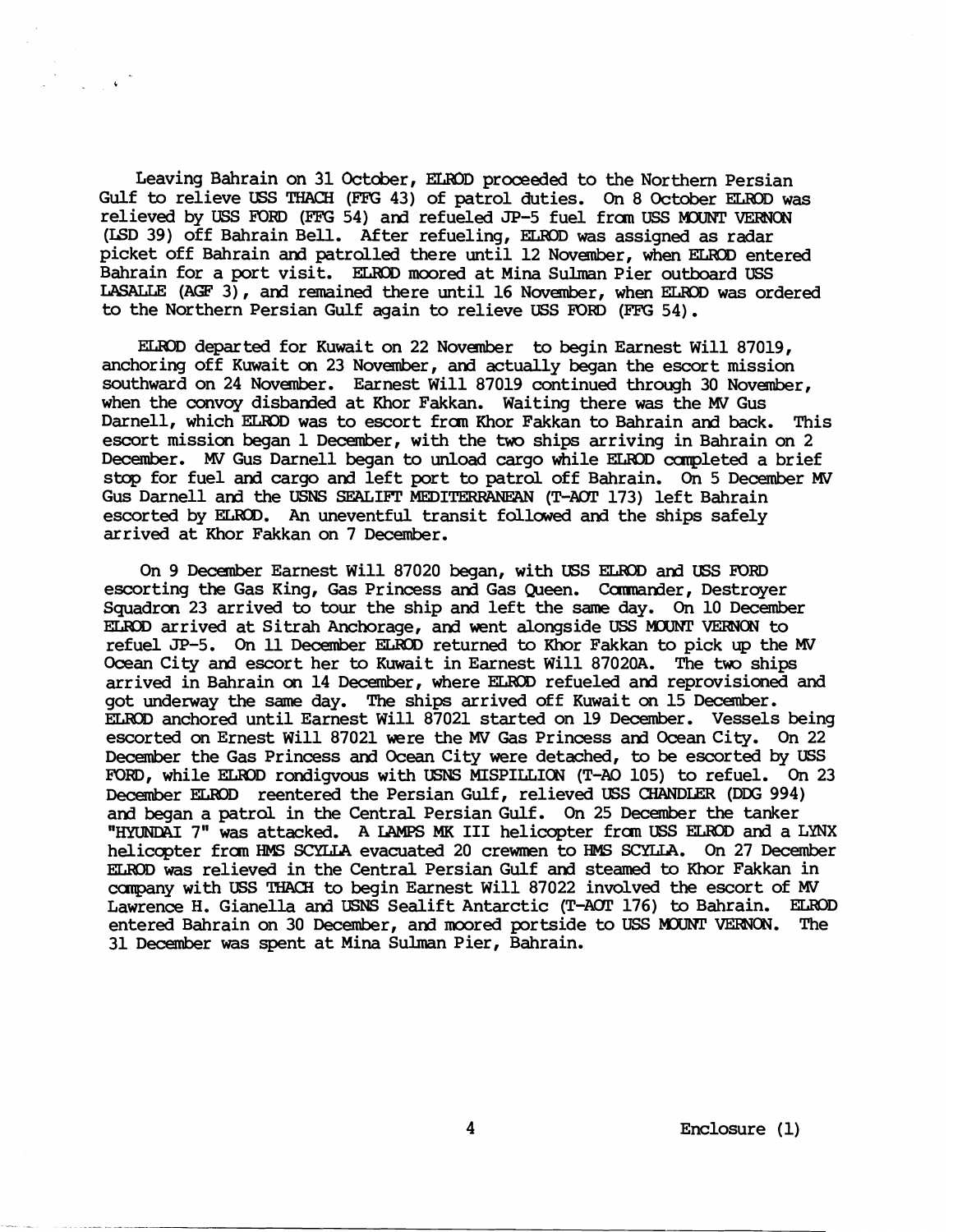Leaving Bahrain on 31 October, ELROD proceeded to the Northern Persian Gulf to relieve USS THACH (FFG 43) of patrol duties. On 8 October ELROD was relieved by USS FORD (FFG 54) and refueled JP-5 fuel from USS MOUNT VERNON (LSD 39) off Bahrain Bell. After refueling, ELROD was assigned as radar picket off Bahrain and patrolled there until 12 November, when ELROD entered Bahrain for a port visit. ELROD moored at Mina Sulman Pier outboard USS LASALLE (AGF 3), and remained there until 16 November, when ELROD was ordered to the Northern Persian Gulf again to relieve USS FORD (FFG 54).

ELROD departed for Kuwait on 22 November to begin Earnest Will 87019, anchoring off Kuwait on 23 November, and actually began the escort mission southward on 24 November. Earnest Will 87019 continued through 30 November, when the convoy disbanded at Khor Fakkan. Waiting there was the MV Gus Darnell, which ELROD was to escort from Khor Fakkan to Bahrain and back. This escort mission began 1 December, with the two ships arriving in Bahrain on 2 December. MV Gus Darnell began to unload cargo while ELROD completed a brief stop for fuel and cargo and left port to patrol off Bahrain. On 5 December MV Gus Darnell and the USNS SEALIFT MEDITERRANEAN (T-AOT 173) left Bahrain escorted by ELROD. An uneventful transit followed and the ships safely arrived at Khor Fakkan on 7 December.

On 9 December Earnest Will 87020 began, with USS ELROD and USS FORD escorting the Gas King, Gas Princess and Gas Queen. Commander, Destroyer Squadron 23 arrived to tour the ship and left the same day. On 10 December ELROD arrived at Sitrah Anchorage, and went alongside USS MOUNT VERNON to refuel JP-5. On 11 December ELROD returned to Khor Fakkan to pick up the MV Ocean City and escort her to Kuwait in Earnest Will 87020A. The two ships arrived in Bahrain on 14 December, where ELROD refueled and reprovisioned and got underway the same day. The ships arrived off Kuwait on 15 December. ELROD anchored until Earnest Will 87021 started on 19 December. Vessels being escorted on Ernest Will 87021 were the MV Gas Princess and Ocean City. On 22 December the Gas Princess and Ocean City were detached, to be escorted by USS FORD, while ELROD rondigvous with USNS MISPILLION (T-AO 105) to refuel. On 23 December ELROD reentered the Persian Gulf, relieved USS CHANDLER (DDG 994) and began a patrol in the Central Persian Gulf. On 25 December the tanker "HYUNDAI 7" was attacked. A LAMPS MK III helicopter from USS ELROD and a LYNX helicopter from HMS SCYLLA evacuated 20 crewmen to HMS SCYLLA. On 27 December ELROD was relieved in the Central Persian Gulf and steamed to Khor Fakkan in company with USS THACH to begin Earnest Will 87022 involved the escort of MV Lawrence H. Gianella and USNS Sealift Antarctic (T-AOT 176) to Bahrain. ELROD entered Bahrain on 30 December, and moored portside to USS MOUNT VERNON. The 31 December was spent at Mina Sulman Pier, Bahrain.

Enclosure (1)